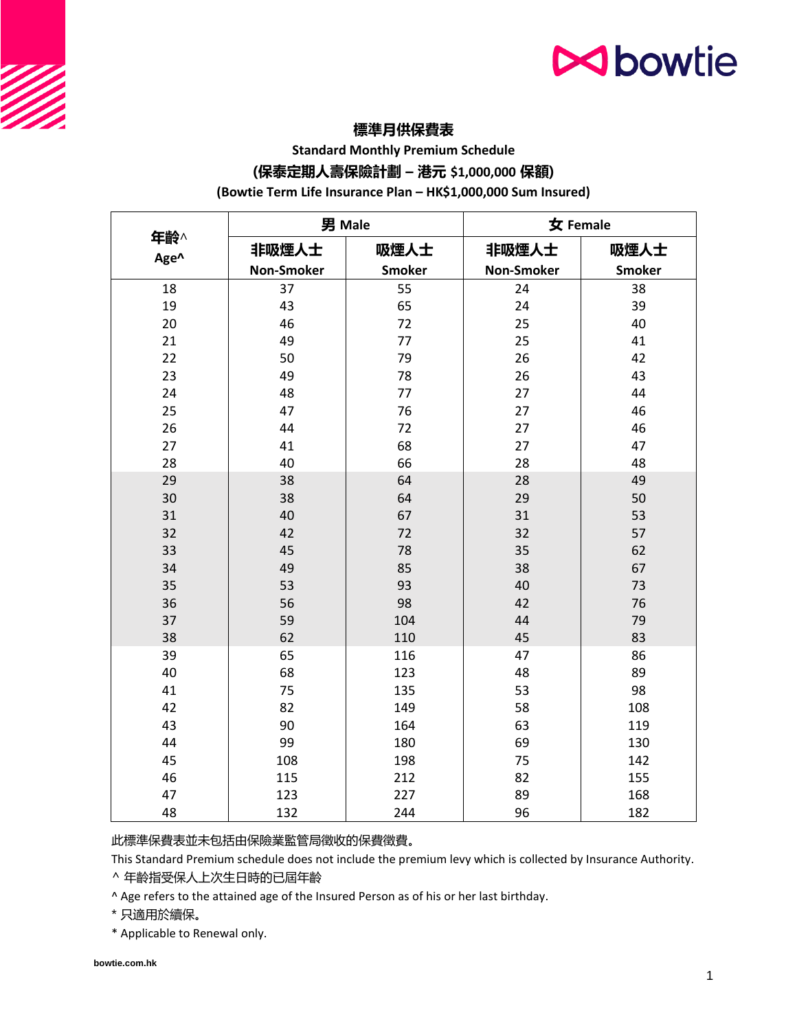# 標準月供保費表

## Standard Monthly Premium Schedule

### (保泰定期人壽保險計劃 – 港元 $1,000,000 保額)

### (Bowtie Term Life Insurance Plan – HK$1,000,000 Sum Insured)

| 年齡^ Age^ | 男 Male | | 女 Female | |
|---|---|---|---|---|
| | 非吸煙人士 Non-Smoker | 吸煙人士 Smoker | 非吸煙人士 Non-Smoker | 吸煙人士 Smoker |
| 18 | 37 | 55 | 24 | 38 |
| 19 | 43 | 65 | 24 | 39 |
| 20 | 46 | 72 | 25 | 40 |
| 21 | 49 | 77 | 25 | 41 |
| 22 | 50 | 79 | 26 | 42 |
| 23 | 49 | 78 | 26 | 43 |
| 24 | 48 | 77 | 27 | 44 |
| 25 | 47 | 76 | 27 | 46 |
| 26 | 44 | 72 | 27 | 46 |
| 27 | 41 | 68 | 27 | 47 |
| 28 | 40 | 66 | 28 | 48 |
| 29 | 38 | 64 | 28 | 49 |
| 30 | 38 | 64 | 29 | 50 |
| 31 | 40 | 67 | 31 | 53 |
| 32 | 42 | 72 | 32 | 57 |
| 33 | 45 | 78 | 35 | 62 |
| 34 | 49 | 85 | 38 | 67 |
| 35 | 53 | 93 | 40 | 73 |
| 36 | 56 | 98 | 42 | 76 |
| 37 | 59 | 104 | 44 | 79 |
| 38 | 62 | 110 | 45 | 83 |
| 39 | 65 | 116 | 47 | 86 |
| 40 | 68 | 123 | 48 | 89 |
| 41 | 75 | 135 | 53 | 98 |
| 42 | 82 | 149 | 58 | 108 |
| 43 | 90 | 164 | 63 | 119 |
| 44 | 99 | 180 | 69 | 130 |
| 45 | 108 | 198 | 75 | 142 |
| 46 | 115 | 212 | 82 | 155 |
| 47 | 123 | 227 | 89 | 168 |
| 48 | 132 | 244 | 96 | 182 |

此標準保費表並未包括由保險業監管局徵收的保費徵費。

This Standard Premium schedule does not include the premium levy which is collected by Insurance Authority.

^ 年齡指受保人上次生日時的已屆年齡

^ Age refers to the attained age of the Insured Person as of his or her last birthday.

* 只適用於續保。

* Applicable to Renewal only.

bowtie.com.hk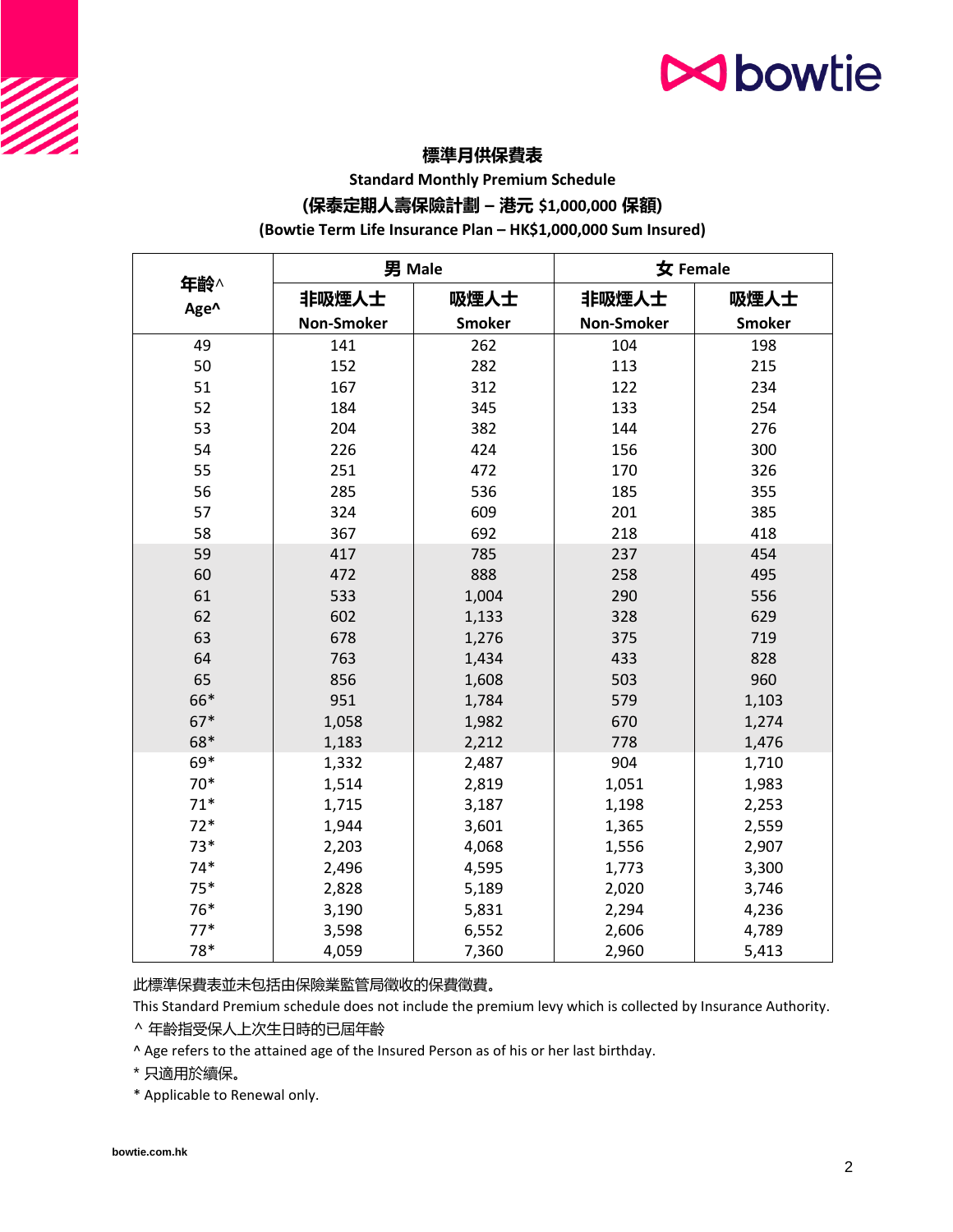# 標準月供保費表

## Standard Monthly Premium Schedule

## (保泰定期人壽保險計劃 – 港元 $1,000,000 保額)

## (Bowtie Term Life Insurance Plan – HK$1,000,000 Sum Insured)

| 年齡^ Age^ | 男 Male | | 女 Female | |
|---|---|---|---|---|
| | 非吸煙人士 Non-Smoker | 吸煙人士 Smoker | 非吸煙人士 Non-Smoker | 吸煙人士 Smoker |
| 49 | 141 | 262 | 104 | 198 |
| 50 | 152 | 282 | 113 | 215 |
| 51 | 167 | 312 | 122 | 234 |
| 52 | 184 | 345 | 133 | 254 |
| 53 | 204 | 382 | 144 | 276 |
| 54 | 226 | 424 | 156 | 300 |
| 55 | 251 | 472 | 170 | 326 |
| 56 | 285 | 536 | 185 | 355 |
| 57 | 324 | 609 | 201 | 385 |
| 58 | 367 | 692 | 218 | 418 |
| 59 | 417 | 785 | 237 | 454 |
| 60 | 472 | 888 | 258 | 495 |
| 61 | 533 | 1,004 | 290 | 556 |
| 62 | 602 | 1,133 | 328 | 629 |
| 63 | 678 | 1,276 | 375 | 719 |
| 64 | 763 | 1,434 | 433 | 828 |
| 65 | 856 | 1,608 | 503 | 960 |
| 66* | 951 | 1,784 | 579 | 1,103 |
| 67* | 1,058 | 1,982 | 670 | 1,274 |
| 68* | 1,183 | 2,212 | 778 | 1,476 |
| 69* | 1,332 | 2,487 | 904 | 1,710 |
| 70* | 1,514 | 2,819 | 1,051 | 1,983 |
| 71* | 1,715 | 3,187 | 1,198 | 2,253 |
| 72* | 1,944 | 3,601 | 1,365 | 2,559 |
| 73* | 2,203 | 4,068 | 1,556 | 2,907 |
| 74* | 2,496 | 4,595 | 1,773 | 3,300 |
| 75* | 2,828 | 5,189 | 2,020 | 3,746 |
| 76* | 3,190 | 5,831 | 2,294 | 4,236 |
| 77* | 3,598 | 6,552 | 2,606 | 4,789 |
| 78* | 4,059 | 7,360 | 2,960 | 5,413 |

此標準保費表並未包括由保險業監管局徵收的保費徵費。

This Standard Premium schedule does not include the premium levy which is collected by Insurance Authority.

^ 年齡指受保人上次生日時的已屆年齡

^ Age refers to the attained age of the Insured Person as of his or her last birthday.

* 只適用於續保。

* Applicable to Renewal only.

bowtie.com.hk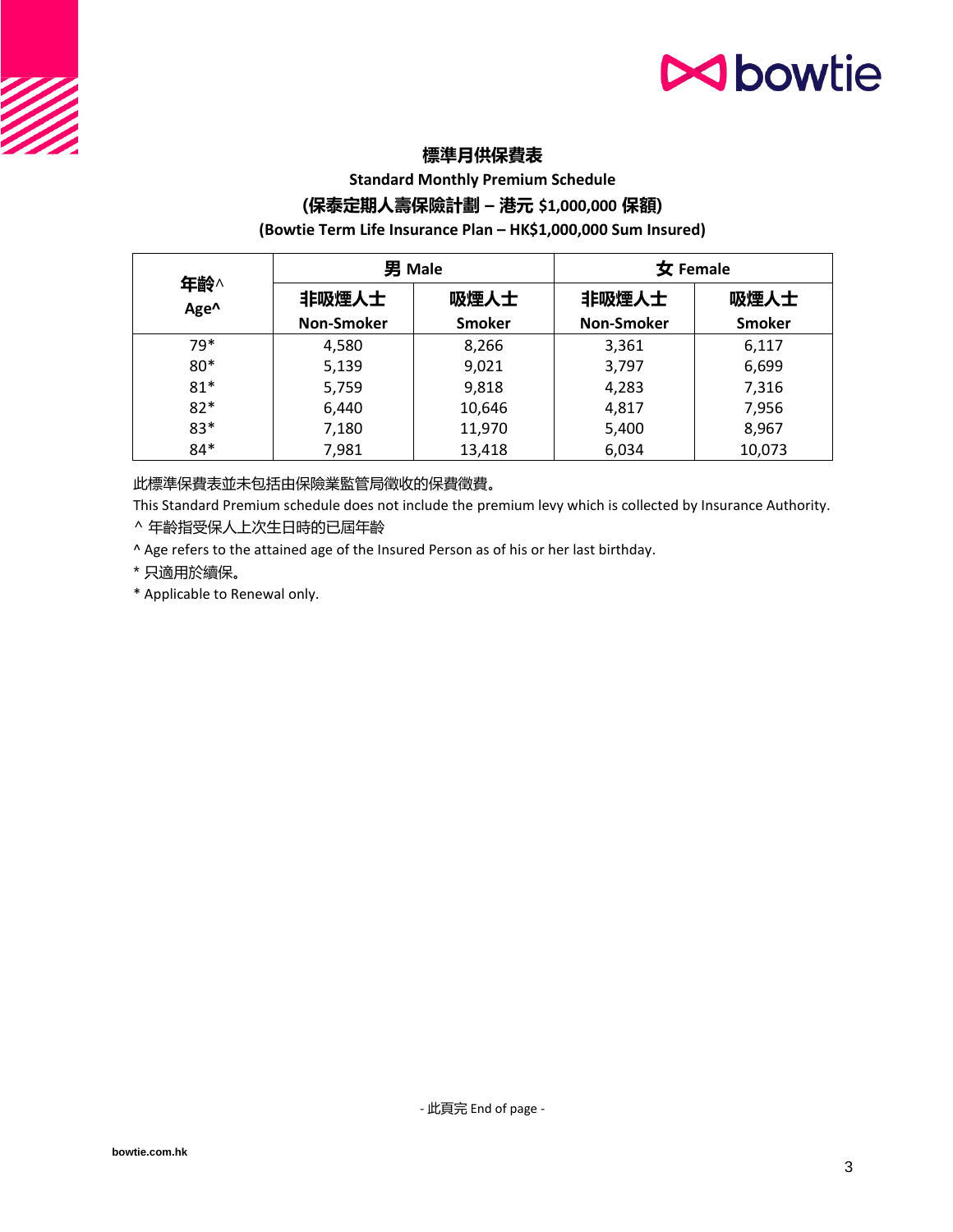**標準月供保費表**

**Standard Monthly Premium Schedule**

**(保泰定期人壽保險計劃 – 港元 $1,000,000 保額)**

**(Bowtie Term Life Insurance Plan – HK$1,000,000 Sum Insured)**

| 年齡^ Age^ | 男 Male | | 女 Female | |
|---|---|---|---|---|
| | 非吸煙人士 Non-Smoker | 吸煙人士 Smoker | 非吸煙人士 Non-Smoker | 吸煙人士 Smoker |
| 79* | 4,580 | 8,266 | 3,361 | 6,117 |
| 80* | 5,139 | 9,021 | 3,797 | 6,699 |
| 81* | 5,759 | 9,818 | 4,283 | 7,316 |
| 82* | 6,440 | 10,646 | 4,817 | 7,956 |
| 83* | 7,180 | 11,970 | 5,400 | 8,967 |
| 84* | 7,981 | 13,418 | 6,034 | 10,073 |

此標準保費表並未包括由保險業監管局徵收的保費徵費。

This Standard Premium schedule does not include the premium levy which is collected by Insurance Authority.

^ 年齡指受保人上次生日時的已屆年齡

^ Age refers to the attained age of the Insured Person as of his or her last birthday.

* 只適用於續保。

* Applicable to Renewal only.

- 此頁完 End of page -